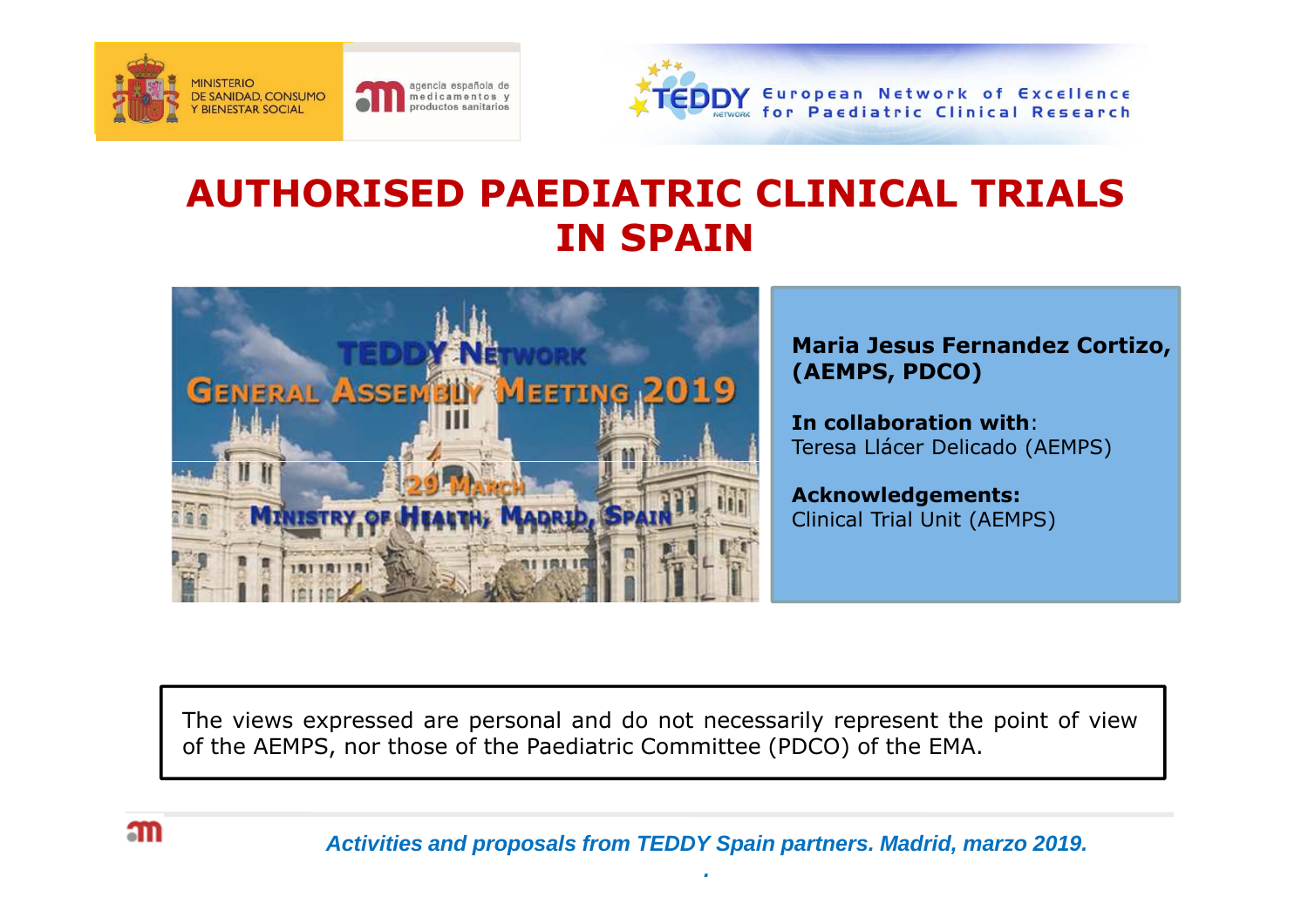MINISTERIO DE SANIDAD, CONSUMO Y BIENESTAR SOCIAL

agencia española de medicamentos y productos sanitarios

TEDDY European Network of Excellence for Paediatric Clinical Research

# AUTHORISED PAEDIATRIC CLINICAL TRIALS IN SPAIN

TEDDY NETWORK GENERAL ASSEMBLY MEETING 2019

29 MARCH

MINISTRY OF HEALTH, MADRID, SPAIN

**Maria Jesus Fernandez Cortizo, (AEMPS, PDCO)**

**In collaboration with**:
Teresa Llácer Delicado (AEMPS)

**Acknowledgements:**
Clinical Trial Unit (AEMPS)

The views expressed are personal and do not necessarily represent the point of view of the AEMPS, nor those of the Paediatric Committee (PDCO) of the EMA.

*Activities and proposals from TEDDY Spain partners. Madrid, marzo 2019.*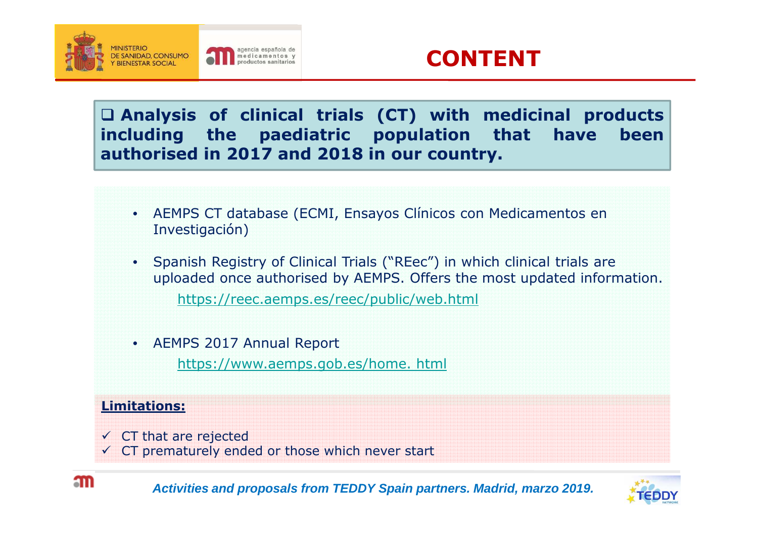# CONTENT

**❑ Analysis of clinical trials (CT) with medicinal products including the paediatric population that have been authorised in 2017 and 2018 in our country.**

- AEMPS CT database (ECMI, Ensayos Clínicos con Medicamentos en Investigación)
- Spanish Registry of Clinical Trials ("REec") in which clinical trials are uploaded once authorised by AEMPS. Offers the most updated information.

  https://reec.aemps.es/reec/public/web.html

- AEMPS 2017 Annual Report

  https://www.aemps.gob.es/home. html

**Limitations:**

- ✓ CT that are rejected
- ✓ CT prematurely ended or those which never start

*Activities and proposals from TEDDY Spain partners. Madrid, marzo 2019.*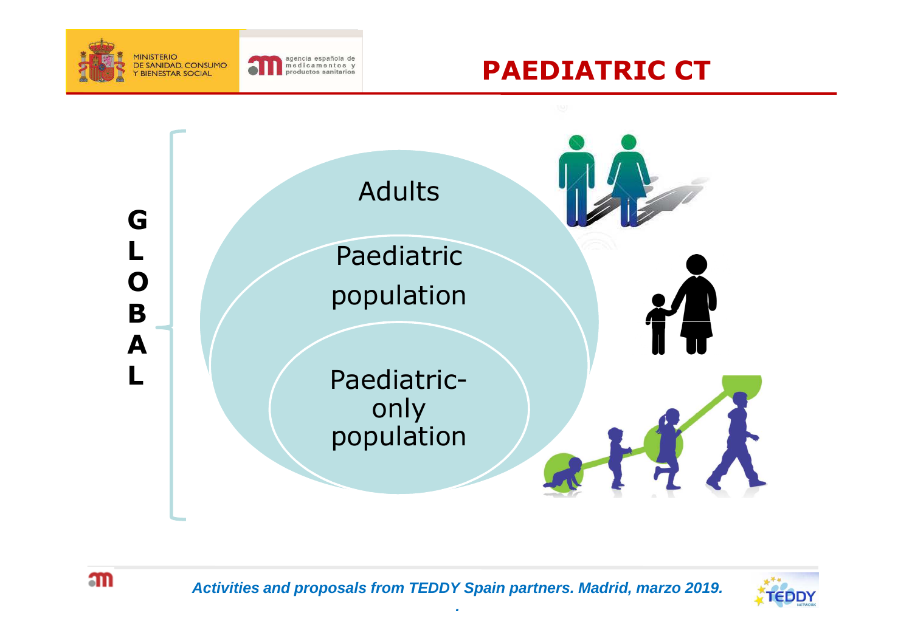# PAEDIATRIC CT

GLOBAL

Adults

Paediatric population

Paediatric-only population

*Activities and proposals from TEDDY Spain partners. Madrid, marzo 2019.*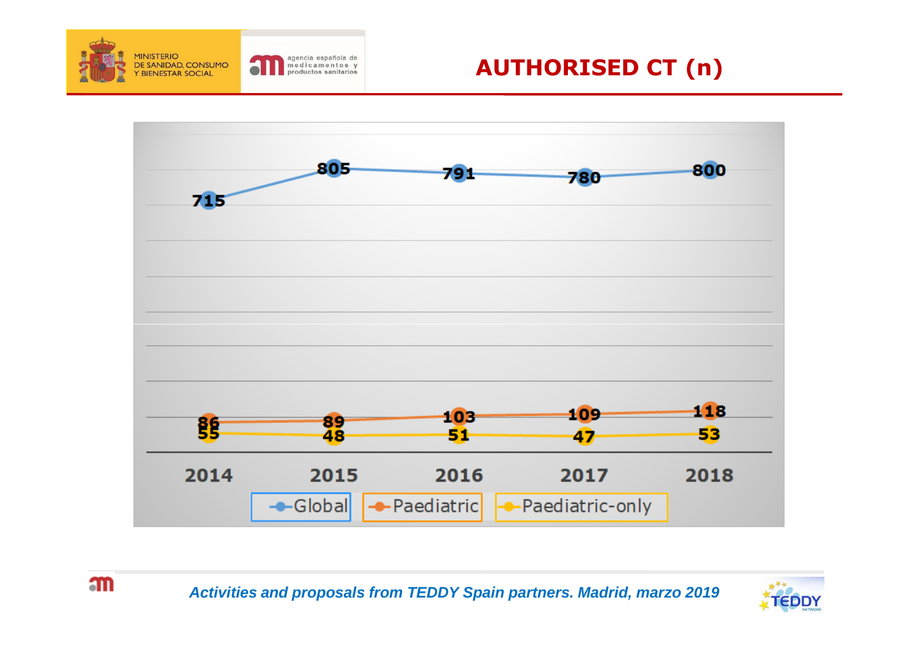# AUTHORISED CT (n)

715
805
791
780
800

86
55
89
48
103
51
109
47
118
53

2014
2015
2016
2017
2018

Global
Paediatric
Paediatric-only

*Activities and proposals from TEDDY Spain partners. Madrid, marzo 2019*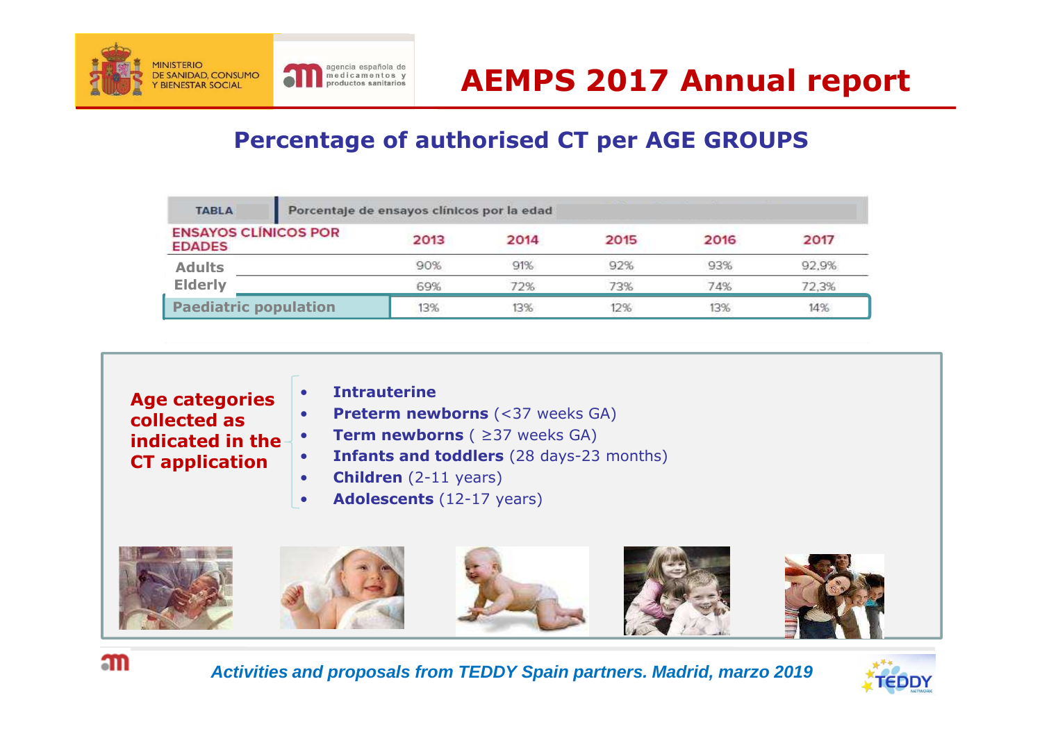# AEMPS 2017 Annual report

## Percentage of authorised CT per AGE GROUPS

| TABLA | Porcentaje de ensayos clínicos por la edad | | | | |
|---|---|---|---|---|---|
| ENSAYOS CLÍNICOS POR EDADES | 2013 | 2014 | 2015 | 2016 | 2017 |
| Adults | 90% | 91% | 92% | 93% | 92,9% |
| Elderly | 69% | 72% | 73% | 74% | 72,3% |
| Paediatric population | 13% | 13% | 12% | 13% | 14% |

**Age categories collected as indicated in the CT application**

- **Intrauterine**
- **Preterm newborns** (<37 weeks GA)
- **Term newborns** ( ≥37 weeks GA)
- **Infants and toddlers** (28 days-23 months)
- **Children** (2-11 years)
- **Adolescents** (12-17 years)

*Activities and proposals from TEDDY Spain partners. Madrid, marzo 2019*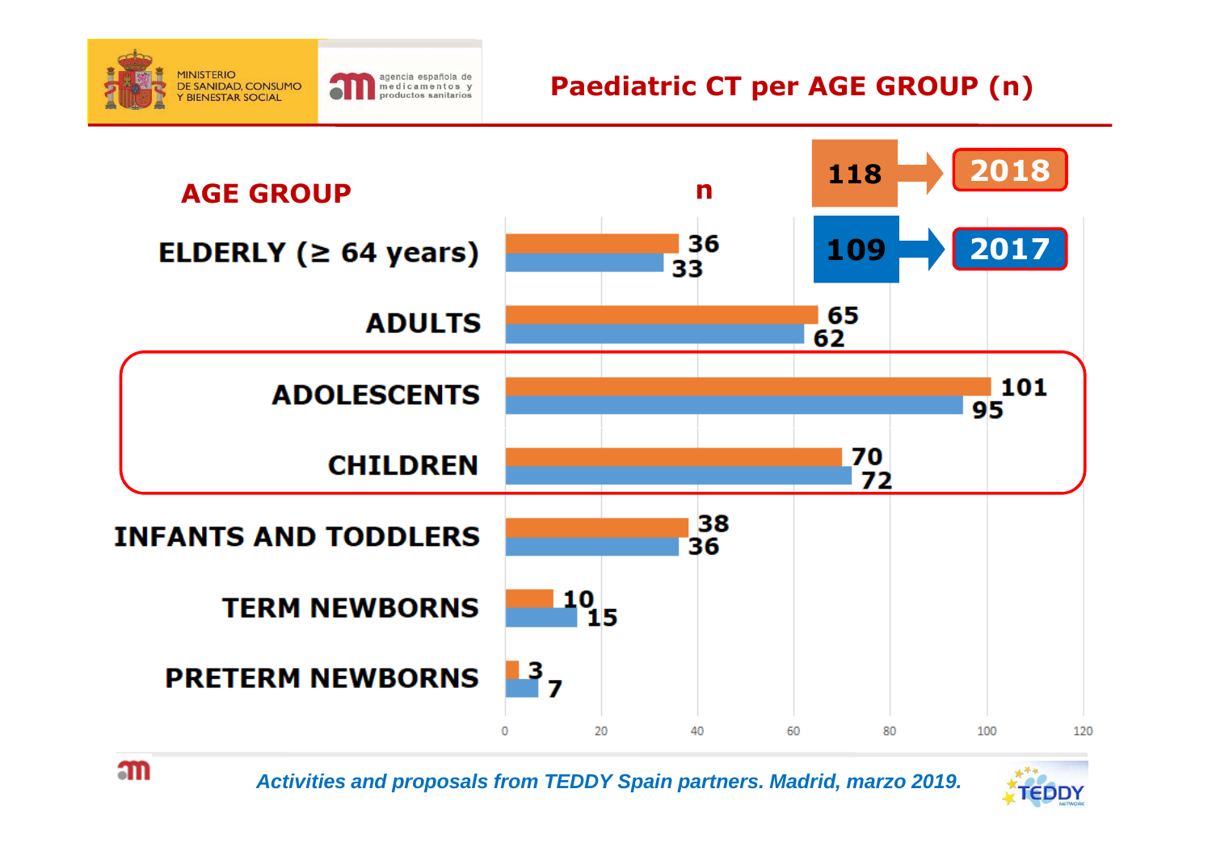# Paediatric CT per AGE GROUP (n)

AGE GROUP

n

118 → 2018

109 → 2017

ELDERLY (≥ 64 years) 36 33

ADULTS 65 62

ADOLESCENTS 101 95

CHILDREN 70 72

INFANTS AND TODDLERS 38 36

TERM NEWBORNS 10 15

PRETERM NEWBORNS 3 7

0 20 40 60 80 100 120

*Activities and proposals from TEDDY Spain partners. Madrid, marzo 2019.*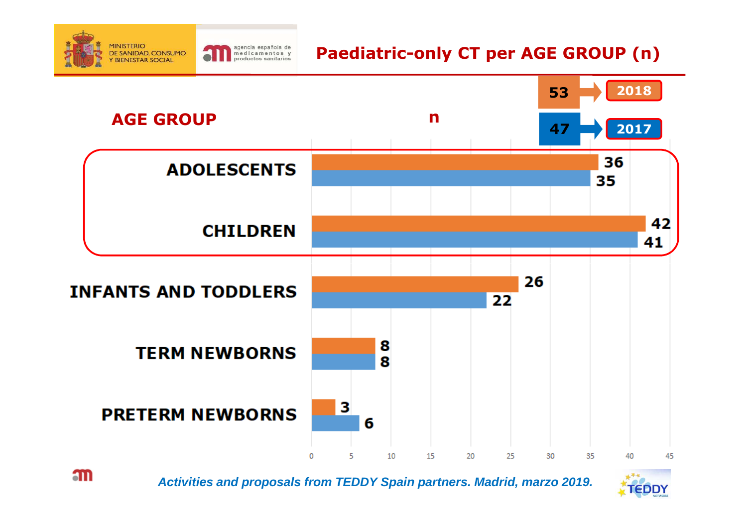# Paediatric-only CT per AGE GROUP (n)

53 → 2018

47 → 2017

AGE GROUP

n

ADOLESCENTS 36 35

CHILDREN 42 41

INFANTS AND TODDLERS 26 22

TERM NEWBORNS 8 8

PRETERM NEWBORNS 3 6

0 5 10 15 20 25 30 35 40 45

*Activities and proposals from TEDDY Spain partners. Madrid, marzo 2019.*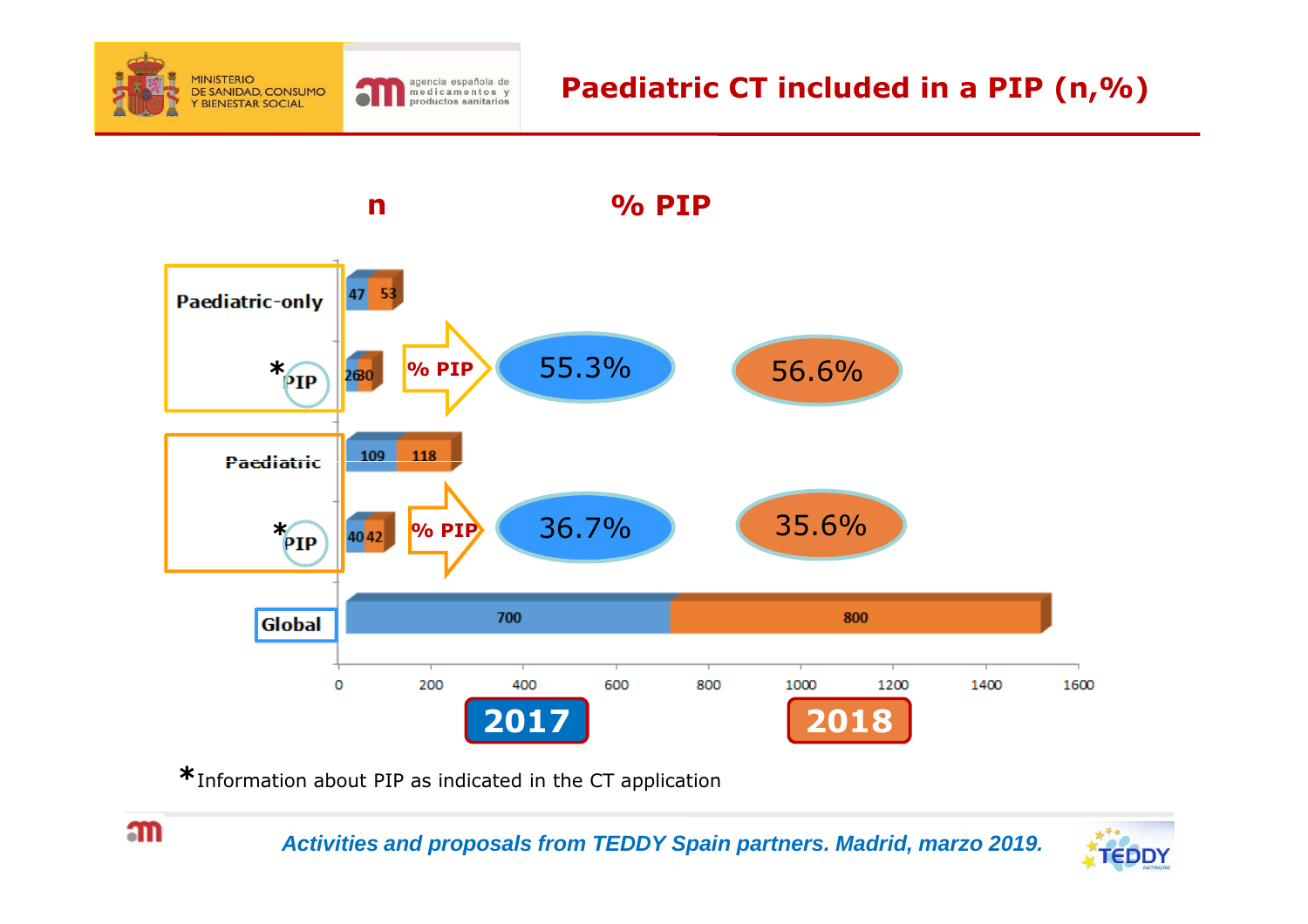# Paediatric CT included in a PIP (n,%)

n

% PIP

Paediatric-only

47 53

*PIP

26 30

% PIP

55.3%

56.6%

Paediatric

109 118

*PIP

40 42

% PIP

36.7%

35.6%

Global

700

800

0 200 400 600 800 1000 1200 1400 1600

2017

2018

*Information about PIP as indicated in the CT application

*Activities and proposals from TEDDY Spain partners. Madrid, marzo 2019.*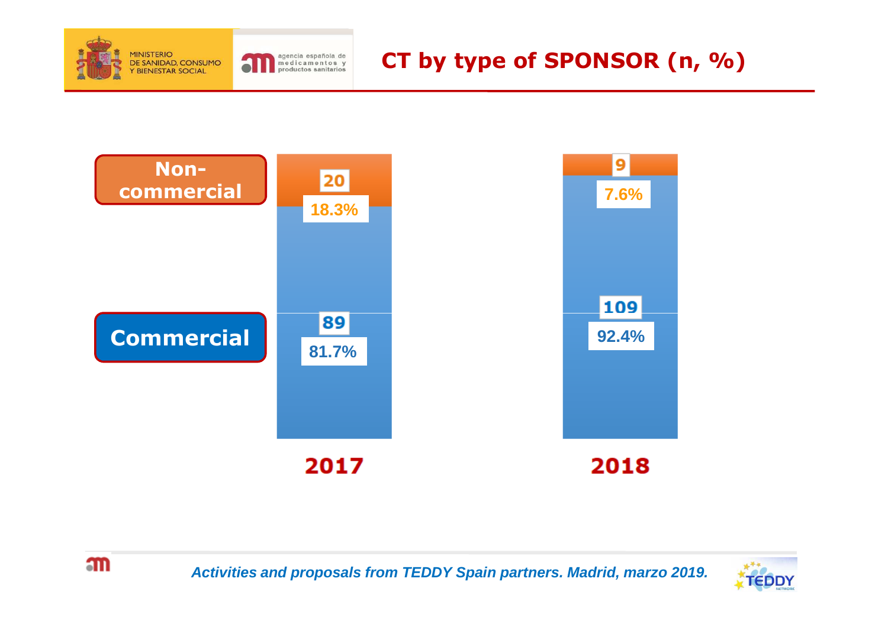# CT by type of SPONSOR (n, %)

Non-commercial

Commercial

20

18.3%

89

81.7%

2017

9

7.6%

109

92.4%

2018

*Activities and proposals from TEDDY Spain partners. Madrid, marzo 2019.*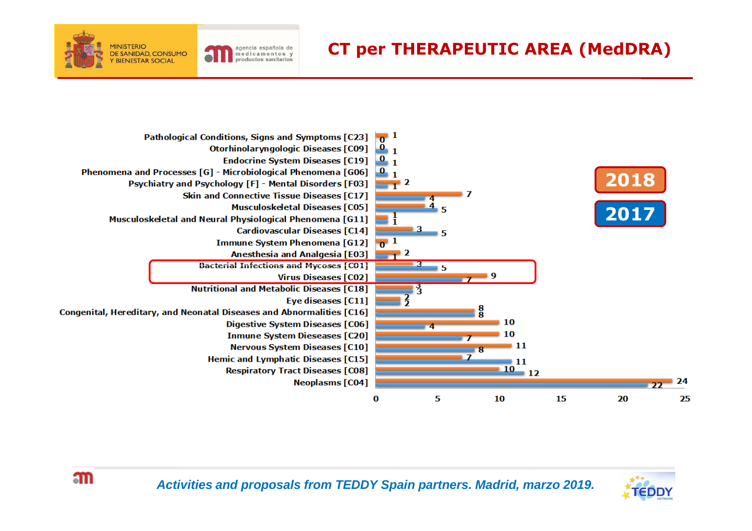# CT per THERAPEUTIC AREA (MedDRA)

2018

2017

Pathological Conditions, Signs and Symptoms [C23] 1 0
Otorhinolaryngologic Diseases [C09] 0 1
Endocrine System Diseases [C19] 0 1
Phenomena and Processes [G] - Microbiological Phenomena [G06] 0 1
Psychiatry and Psychology [F] - Mental Disorders [F03] 2 1
Skin and Connective Tissue Diseases [C17] 7 4
Musculoskeletal Diseases [C05] 4 5
Musculoskeletal and Neural Physiological Phenomena [G11] 1 1
Cardiovascular Diseases [C14] 3 5
Immune System Phenomena [G12] 1 0
Anesthesia and Analgesia [E03] 2 1
Bacterial Infections and Mycoses [C01] 3 5
Virus Diseases [C02] 9 7
Nutritional and Metabolic Diseases [C18] 3 3
Eye diseases [C11] 2 2
Congenital, Hereditary, and Neonatal Diseases and Abnormalities [C16] 8 8
Digestive System Diseases [C06] 10 4
Inmune System Dieseases [C20] 10 7
Nervous System Diseases [C10] 11 8
Hemic and Lymphatic Diseases [C15] 7 11
Respiratory Tract Diseases [C08] 10 12
Neoplasms [C04] 24 22

0 5 10 15 20 25

*Activities and proposals from TEDDY Spain partners. Madrid, marzo 2019.*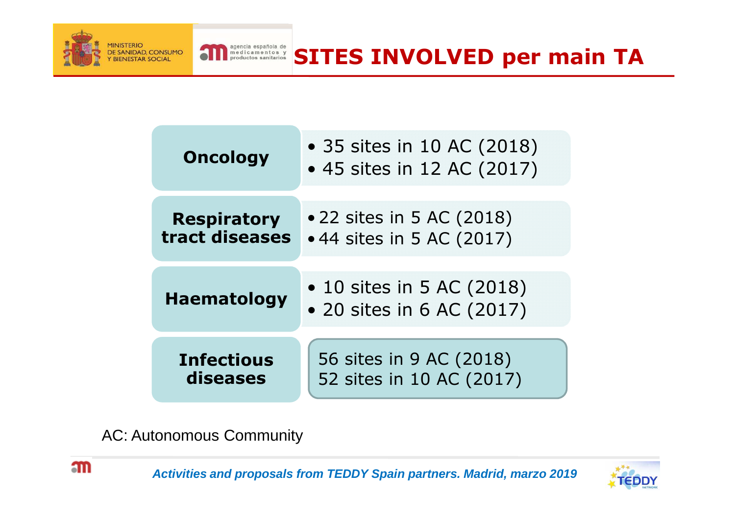# SITES INVOLVED per main TA

| | |
|---|---|
| **Oncology** | • 35 sites in 10 AC (2018)<br>• 45 sites in 12 AC (2017) |
| **Respiratory tract diseases** | • 22 sites in 5 AC (2018)<br>• 44 sites in 5 AC (2017) |
| **Haematology** | • 10 sites in 5 AC (2018)<br>• 20 sites in 6 AC (2017) |
| **Infectious diseases** | 56 sites in 9 AC (2018)<br>52 sites in 10 AC (2017) |

AC: Autonomous Community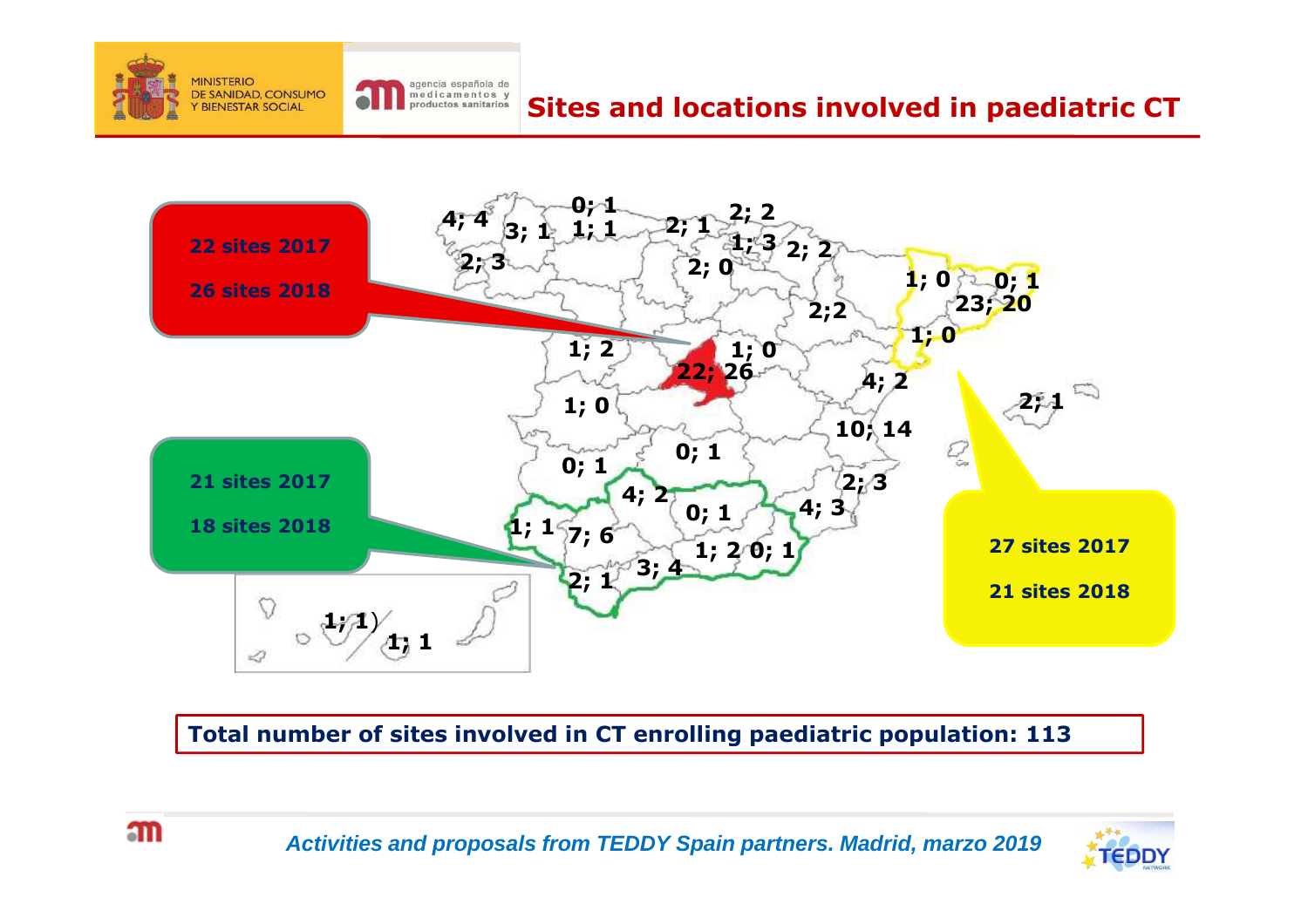## Sites and locations involved in paediatric CT

22 sites 2017

26 sites 2018

21 sites 2017

18 sites 2018

27 sites 2017

21 sites 2018

4; 4 3; 1 0; 1 1; 1 2; 1 2; 2 1; 3 2; 2 2; 3 2; 0 1; 0 0; 1 23; 20 2;2 1; 0 1; 2 1; 0 22; 26 4; 2 2; 1 1; 0 10; 14 0; 1 0; 1 2; 3 4; 2 0; 1 4; 3 1; 1 7; 6 1; 2 0; 1 3; 4 2; 1 1; 1 1; 1

**Total number of sites involved in CT enrolling paediatric population: 113**

*Activities and proposals from TEDDY Spain partners. Madrid, marzo 2019*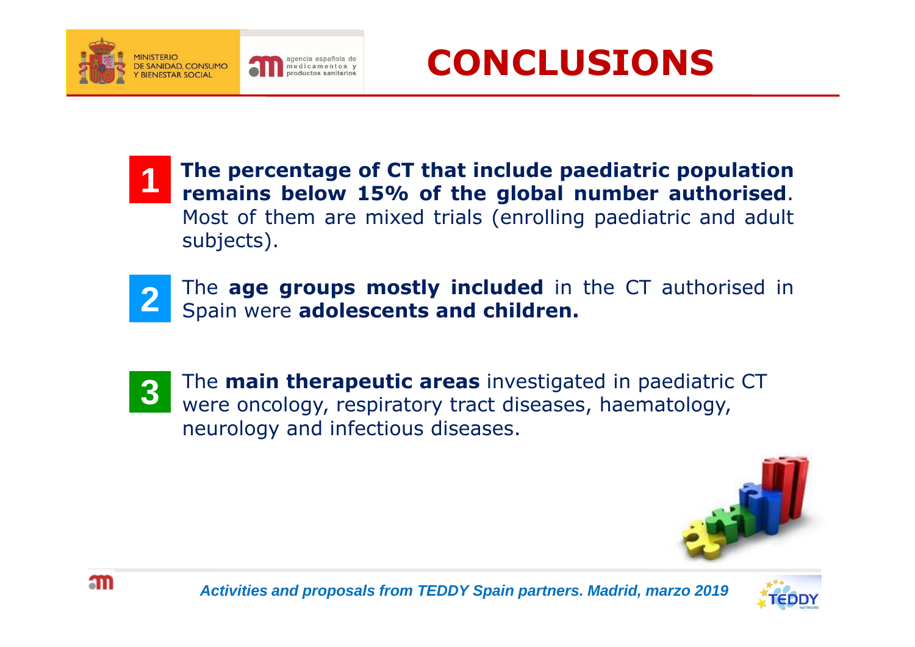# CONCLUSIONS

**1** **The percentage of CT that include paediatric population remains below 15% of the global number authorised**. Most of them are mixed trials (enrolling paediatric and adult subjects).

**2** The **age groups mostly included** in the CT authorised in Spain were **adolescents and children.**

**3** The **main therapeutic areas** investigated in paediatric CT were oncology, respiratory tract diseases, haematology, neurology and infectious diseases.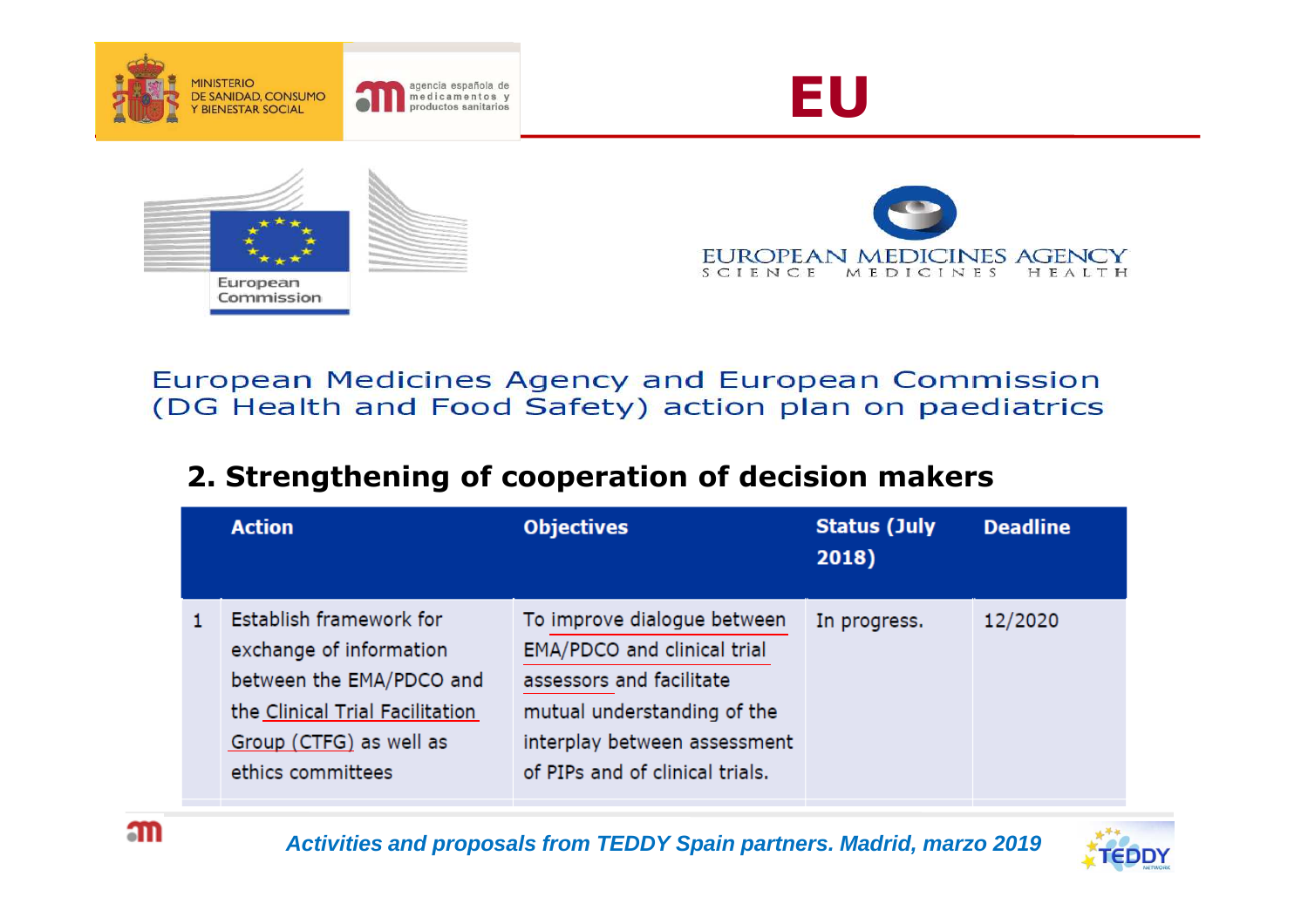# EU

European Medicines Agency and European Commission (DG Health and Food Safety) action plan on paediatrics

## 2. Strengthening of cooperation of decision makers

| | Action | Objectives | Status (July 2018) | Deadline |
|---|---|---|---|---|
| 1 | Establish framework for exchange of information between the EMA/PDCO and the Clinical Trial Facilitation Group (CTFG) as well as ethics committees | To improve dialogue between EMA/PDCO and clinical trial assessors and facilitate mutual understanding of the interplay between assessment of PIPs and of clinical trials. | In progress. | 12/2020 |

*Activities and proposals from TEDDY Spain partners. Madrid, marzo 2019*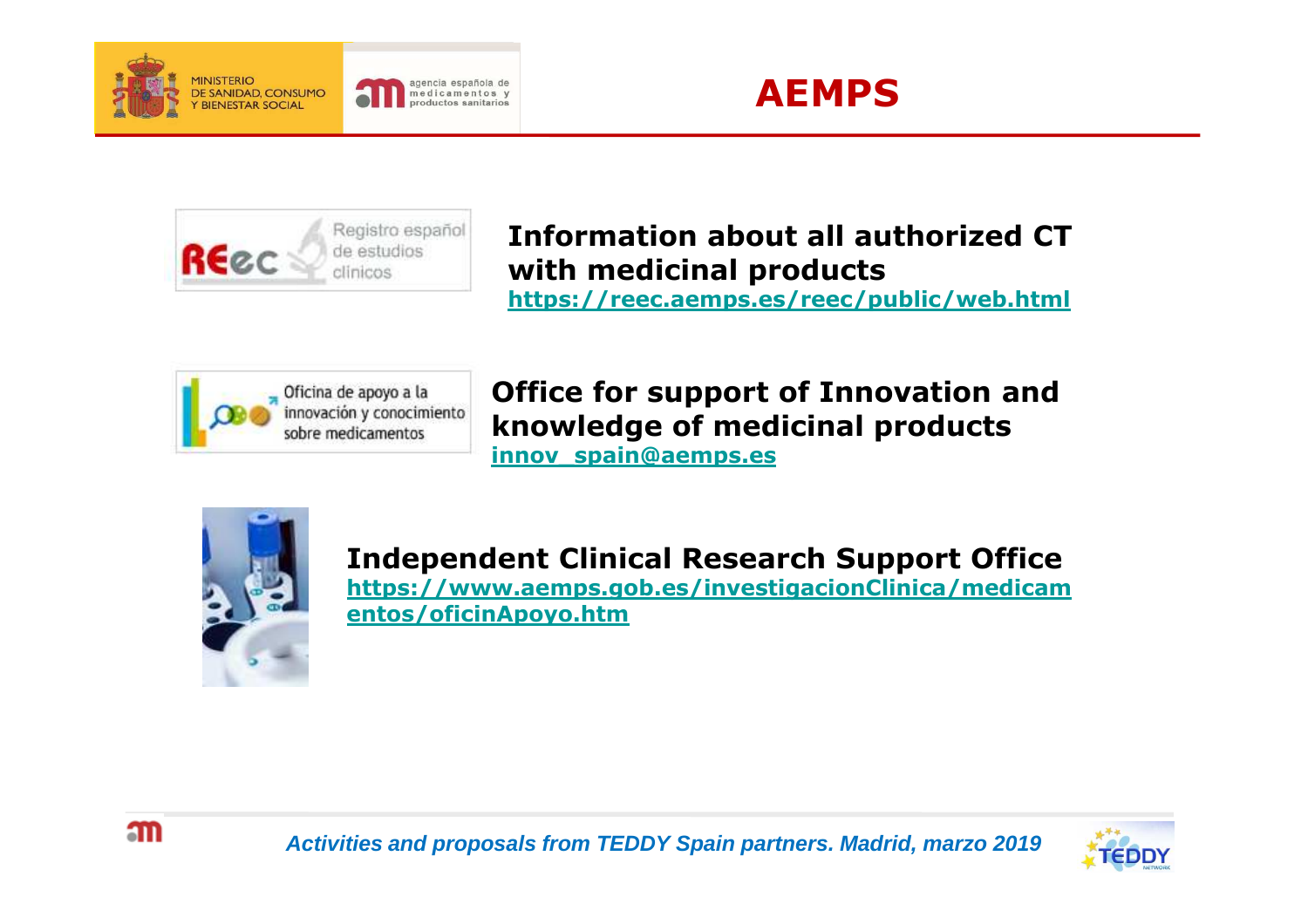# AEMPS

**Information about all authorized CT with medicinal products**
https://reec.aemps.es/reec/public/web.html

**Office for support of Innovation and knowledge of medicinal products**
innov_spain@aemps.es

**Independent Clinical Research Support Office**
https://www.aemps.gob.es/investigacionClinica/medicamentos/oficinApoyo.htm